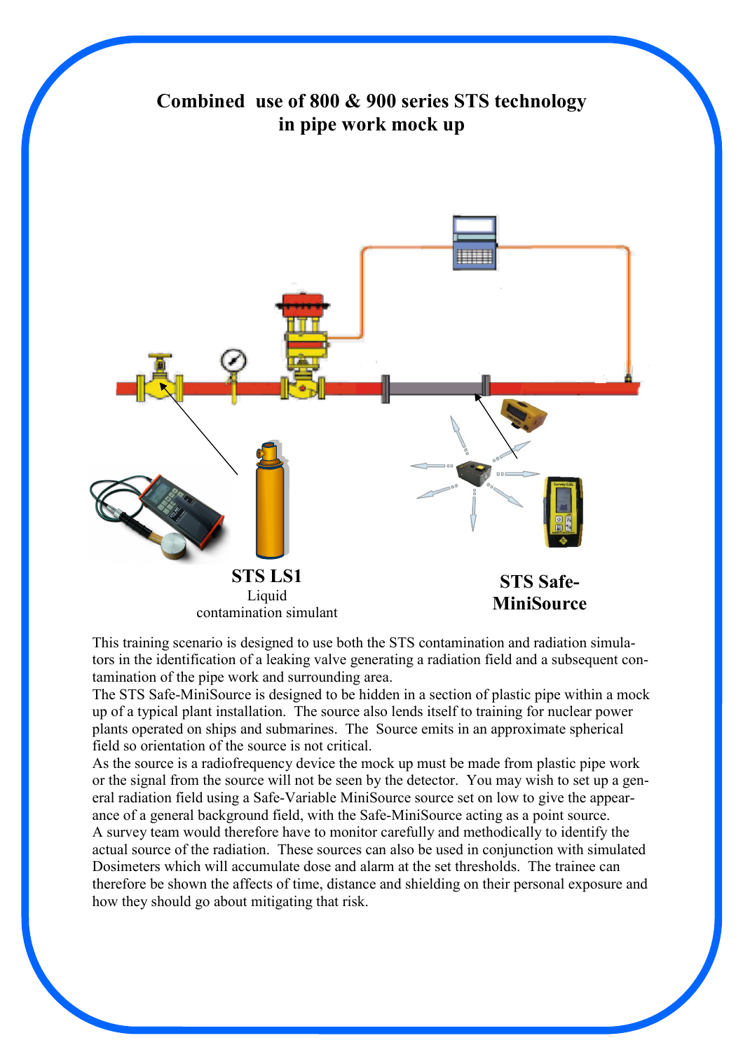# Combined use of 800 & 900 series STS technology in pipe work mock up

**STS LS1**
Liquid contamination simulant

**STS Safe-MiniSource**

This training scenario is designed to use both the STS contamination and radiation simulators in the identification of a leaking valve generating a radiation field and a subsequent contamination of the pipe work and surrounding area.

The STS Safe-MiniSource is designed to be hidden in a section of plastic pipe within a mock up of a typical plant installation. The source also lends itself to training for nuclear power plants operated on ships and submarines. The Source emits in an approximate spherical field so orientation of the source is not critical.

As the source is a radiofrequency device the mock up must be made from plastic pipe work or the signal from the source will not be seen by the detector. You may wish to set up a general radiation field using a Safe-Variable MiniSource source set on low to give the appearance of a general background field, with the Safe-MiniSource acting as a point source.

A survey team would therefore have to monitor carefully and methodically to identify the actual source of the radiation. These sources can also be used in conjunction with simulated Dosimeters which will accumulate dose and alarm at the set thresholds. The trainee can therefore be shown the affects of time, distance and shielding on their personal exposure and how they should go about mitigating that risk.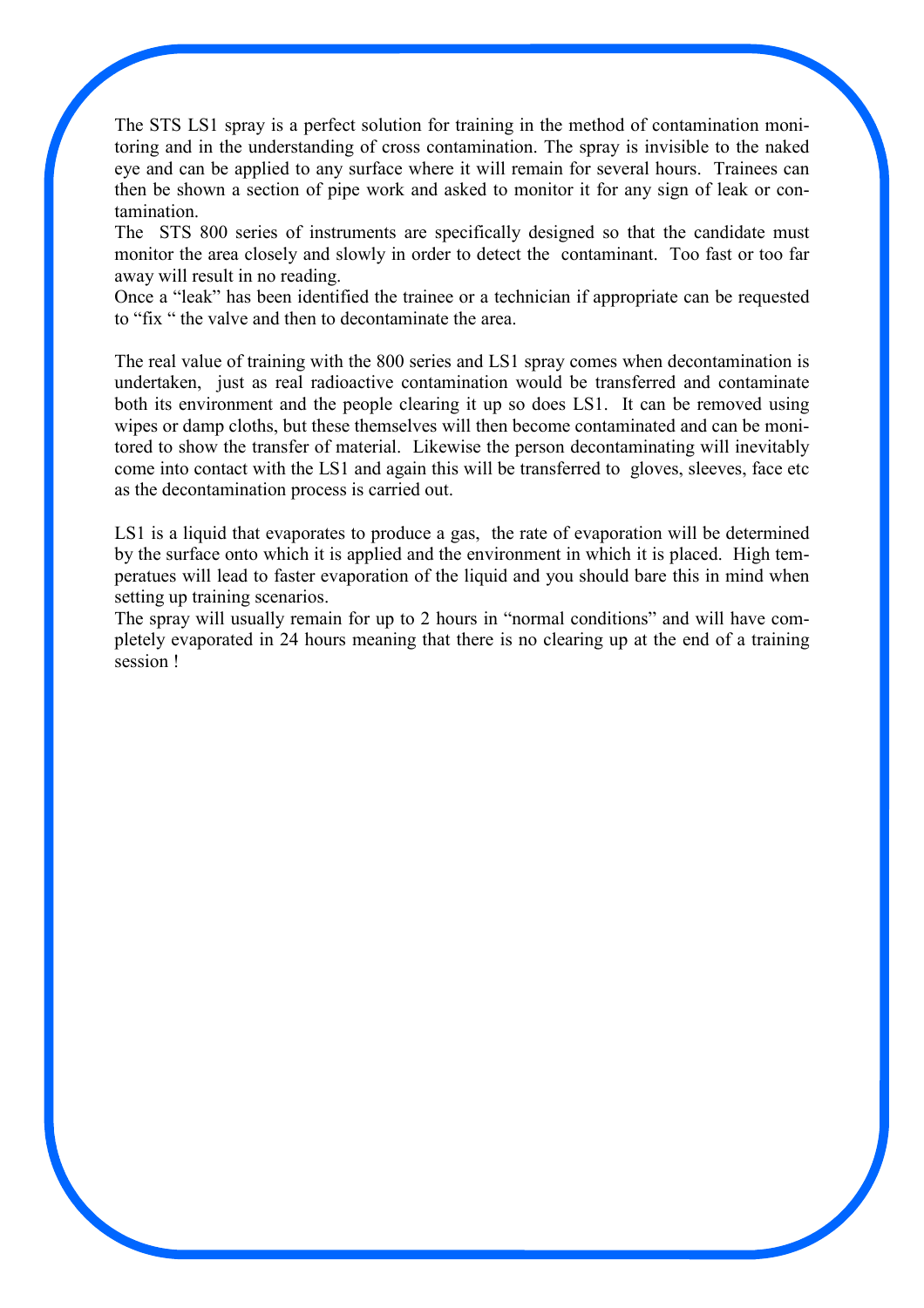The STS LS1 spray is a perfect solution for training in the method of contamination monitoring and in the understanding of cross contamination. The spray is invisible to the naked eye and can be applied to any surface where it will remain for several hours. Trainees can then be shown a section of pipe work and asked to monitor it for any sign of leak or contamination.

The STS 800 series of instruments are specifically designed so that the candidate must monitor the area closely and slowly in order to detect the contaminant. Too fast or too far away will result in no reading.

Once a "leak" has been identified the trainee or a technician if appropriate can be requested to "fix " the valve and then to decontaminate the area.

The real value of training with the 800 series and LS1 spray comes when decontamination is undertaken, just as real radioactive contamination would be transferred and contaminate both its environment and the people clearing it up so does LS1. It can be removed using wipes or damp cloths, but these themselves will then become contaminated and can be monitored to show the transfer of material. Likewise the person decontaminating will inevitably come into contact with the LS1 and again this will be transferred to gloves, sleeves, face etc as the decontamination process is carried out.

LS1 is a liquid that evaporates to produce a gas, the rate of evaporation will be determined by the surface onto which it is applied and the environment in which it is placed. High temperatues will lead to faster evaporation of the liquid and you should bare this in mind when setting up training scenarios.

The spray will usually remain for up to 2 hours in "normal conditions" and will have completely evaporated in 24 hours meaning that there is no clearing up at the end of a training session !